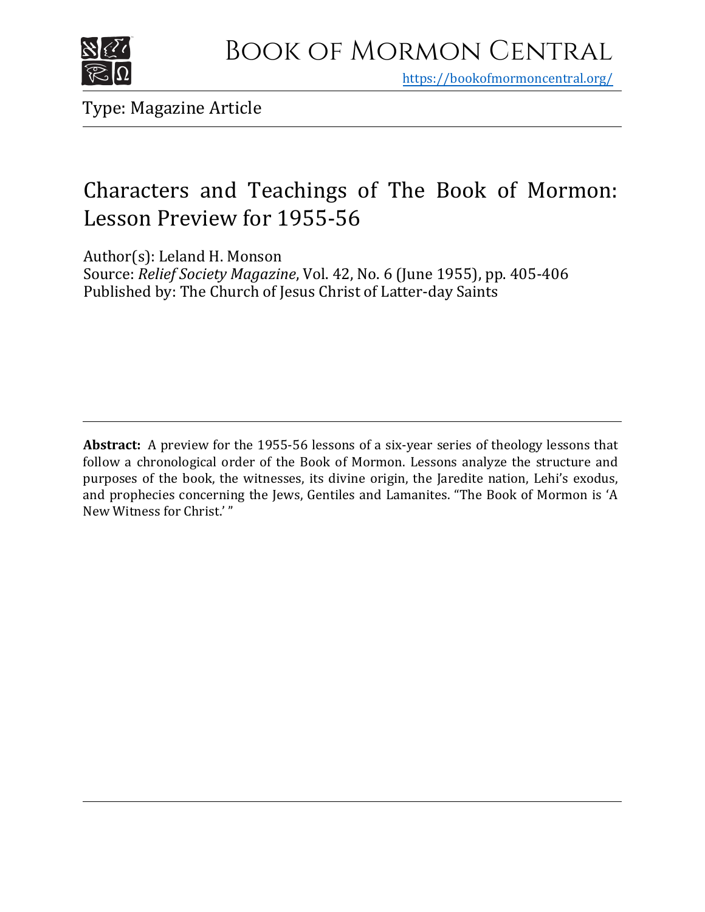# Book of Mormon Central

https://bookofmormoncentral.org/

Type: Magazine Article

## Characters and Teachings of The Book of Mormon: Lesson Preview for 1955-56

Author(s): Leland H. Monson
Source: *Relief Society Magazine*, Vol. 42, No. 6 (June 1955), pp. 405-406
Published by: The Church of Jesus Christ of Latter-day Saints

**Abstract:** A preview for the 1955-56 lessons of a six-year series of theology lessons that follow a chronological order of the Book of Mormon. Lessons analyze the structure and purposes of the book, the witnesses, its divine origin, the Jaredite nation, Lehi's exodus, and prophecies concerning the Jews, Gentiles and Lamanites. "The Book of Mormon is 'A New Witness for Christ.' "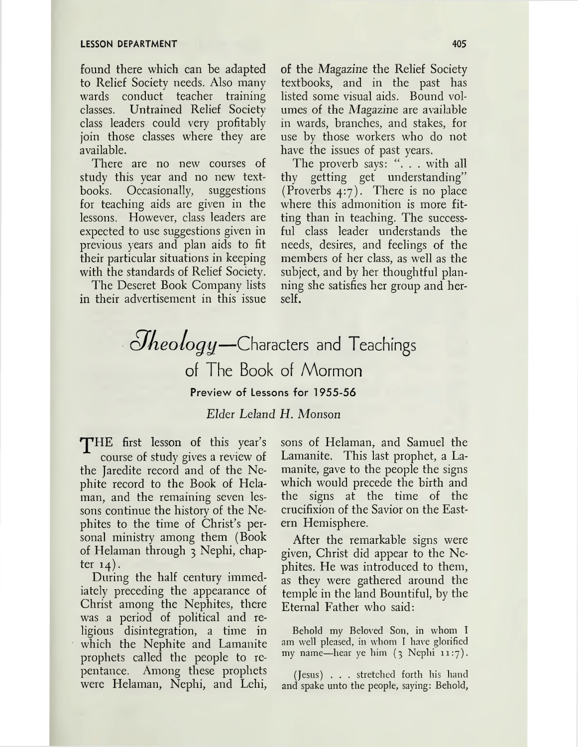found there which can be adapted to Relief Society needs. Also many wards conduct teacher training classes. Untrained Relief Society class leaders could very profitably join those classes where they are available.

There are no new courses of study this year and no new textbooks. Occasionally, suggestions for teaching aids are given in the lessons. However, class leaders are expected to use suggestions given in previous years and plan aids to fit their particular situations in keeping with the standards of Relief Society.

The Deseret Book Company lists in their advertisement in this issue of the *Magazine* the Relief Society textbooks, and in the past has listed some visual aids. Bound volumes of the *Magazine* are available in wards, branches, and stakes, for use by those workers who do not have the issues of past years.

The proverb says: ". . . with all thy getting get understanding" (Proverbs 4:7). There is no place where this admonition is more fitting than in teaching. The successful class leader understands the needs, desires, and feelings of the members of her class, as well as the subject, and by her thoughtful planning she satisfies her group and herself.

# *Theology*—Characters and Teachings of The Book of Mormon

**Preview of Lessons for 1955-56**

*Elder Leland H. Monson*

THE first lesson of this year's course of study gives a review of the Jaredite record and of the Nephite record to the Book of Helaman, and the remaining seven lessons continue the history of the Nephites to the time of Christ's personal ministry among them (Book of Helaman through 3 Nephi, chapter 14).

During the half century immediately preceding the appearance of Christ among the Nephites, there was a period of political and religious disintegration, a time in which the Nephite and Lamanite prophets called the people to repentance. Among these prophets were Helaman, Nephi, and Lehi, sons of Helaman, and Samuel the Lamanite. This last prophet, a Lamanite, gave to the people the signs which would precede the birth and the signs at the time of the crucifixion of the Savior on the Eastern Hemisphere.

After the remarkable signs were given, Christ did appear to the Nephites. He was introduced to them, as they were gathered around the temple in the land Bountiful, by the Eternal Father who said:

> Behold my Beloved Son, in whom I am well pleased, in whom I have glorified my name—hear ye him (3 Nephi 11:7).

> (Jesus) . . . stretched forth his hand and spake unto the people, saying: Behold,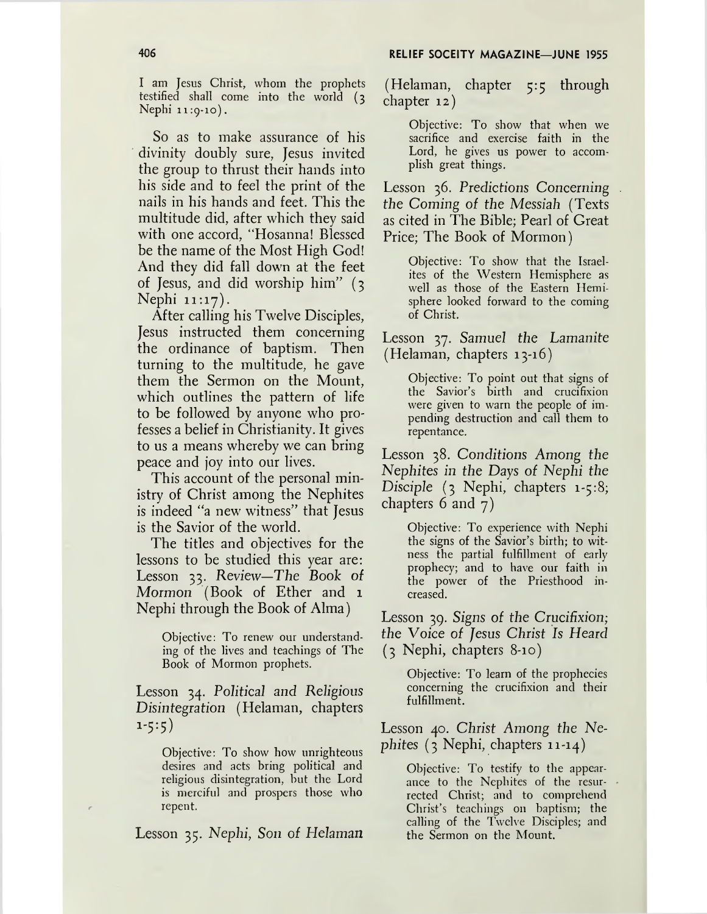I am Jesus Christ, whom the prophets testified shall come into the world (3 Nephi 11:9-10).

So as to make assurance of his divinity doubly sure, Jesus invited the group to thrust their hands into his side and to feel the print of the nails in his hands and feet. This the multitude did, after which they said with one accord, "Hosanna! Blessed be the name of the Most High God! And they did fall down at the feet of Jesus, and did worship him" (3 Nephi 11:17).

After calling his Twelve Disciples, Jesus instructed them concerning the ordinance of baptism. Then turning to the multitude, he gave them the Sermon on the Mount, which outlines the pattern of life to be followed by anyone who professes a belief in Christianity. It gives to us a means whereby we can bring peace and joy into our lives.

This account of the personal ministry of Christ among the Nephites is indeed "a new witness" that Jesus is the Savior of the world.

The titles and objectives for the lessons to be studied this year are:

Lesson 33. *Review—The Book of Mormon* (Book of Ether and 1 Nephi through the Book of Alma)

> Objective: To renew our understanding of the lives and teachings of The Book of Mormon prophets.

Lesson 34. *Political and Religious Disintegration* (Helaman, chapters 1-5:5)

> Objective: To show how unrighteous desires and acts bring political and religious disintegration, but the Lord is merciful and prospers those who repent.

Lesson 35. *Nephi, Son of Helaman* (Helaman, chapter 5:5 through chapter 12)

> Objective: To show that when we sacrifice and exercise faith in the Lord, he gives us power to accomplish great things.

Lesson 36. *Predictions Concerning the Coming of the Messiah* (Texts as cited in The Bible; Pearl of Great Price; The Book of Mormon)

> Objective: To show that the Israelites of the Western Hemisphere as well as those of the Eastern Hemisphere looked forward to the coming of Christ.

Lesson 37. *Samuel the Lamanite* (Helaman, chapters 13-16)

> Objective: To point out that signs of the Savior's birth and crucifixion were given to warn the people of impending destruction and call them to repentance.

Lesson 38. *Conditions Among the Nephites in the Days of Nephi the Disciple* (3 Nephi, chapters 1-5:8; chapters 6 and 7)

> Objective: To experience with Nephi the signs of the Savior's birth; to witness the partial fulfillment of early prophecy; and to have our faith in the power of the Priesthood increased.

Lesson 39. *Signs of the Crucifixion; the Voice of Jesus Christ Is Heard* (3 Nephi, chapters 8-10)

> Objective: To learn of the prophecies concerning the crucifixion and their fulfillment.

Lesson 40. *Christ Among the Nephites* (3 Nephi, chapters 11-14)

> Objective: To testify to the appearance to the Nephites of the resurrected Christ; and to comprehend Christ's teachings on baptism; the calling of the Twelve Disciples; and the Sermon on the Mount.